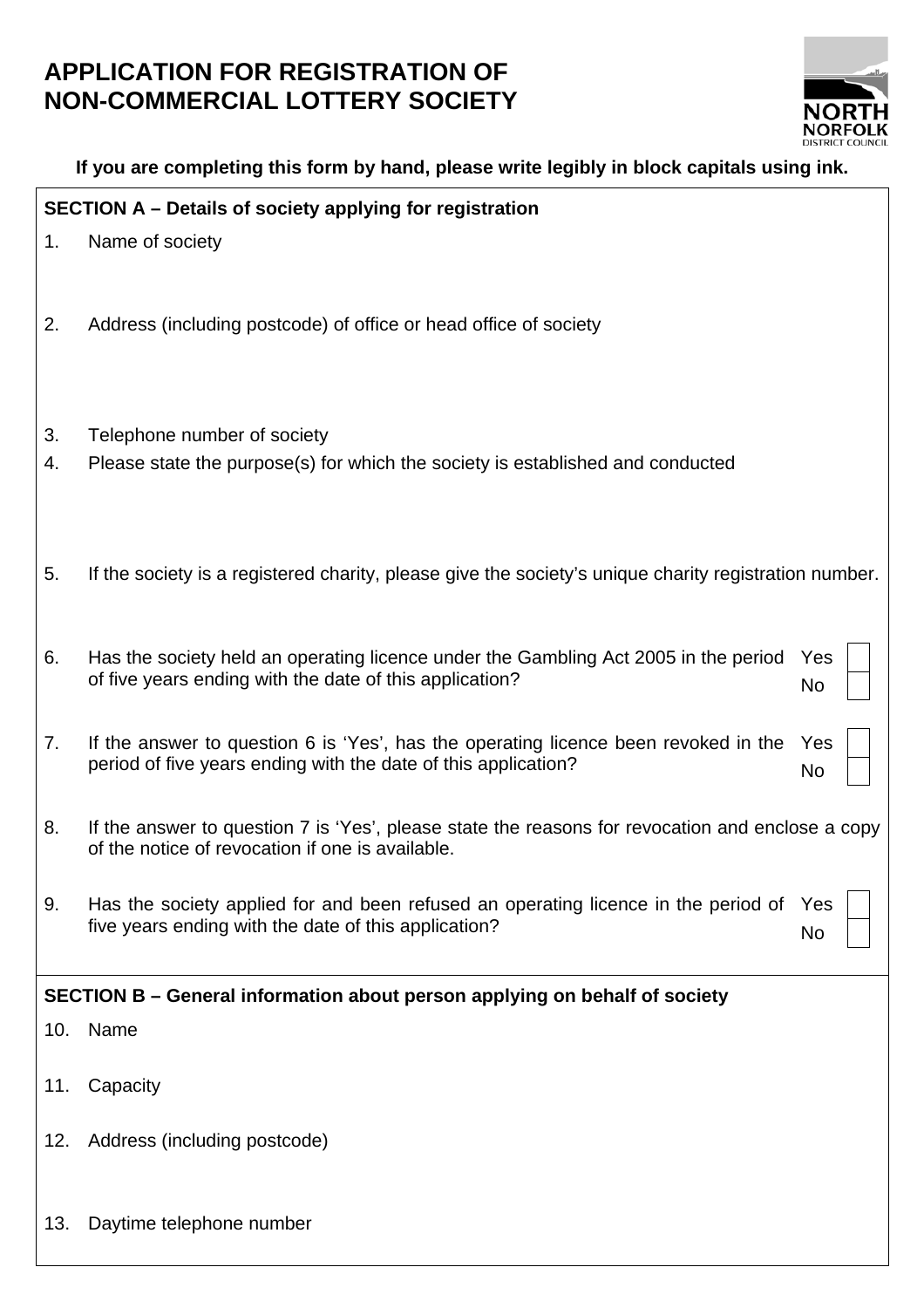# APPLICATION FOR REGISTRATION OF NON-COMMERCIAL LOTTERY SOCIETY

**If you are completing this form by hand, please write legibly in block capitals using ink.**

**SECTION A – Details of society applying for registration**

1. Name of society

2. Address (including postcode) of office or head office of society

3. Telephone number of society

4. Please state the purpose(s) for which the society is established and conducted

5. If the society is a registered charity, please give the society's unique charity registration number.

6. Has the society held an operating licence under the Gambling Act 2005 in the period of five years ending with the date of this application? Yes ☐ No ☐

7. If the answer to question 6 is 'Yes', has the operating licence been revoked in the period of five years ending with the date of this application? Yes ☐ No ☐

8. If the answer to question 7 is 'Yes', please state the reasons for revocation and enclose a copy of the notice of revocation if one is available.

9. Has the society applied for and been refused an operating licence in the period of five years ending with the date of this application? Yes ☐ No ☐

**SECTION B – General information about person applying on behalf of society**

10. Name

11. Capacity

12. Address (including postcode)

13. Daytime telephone number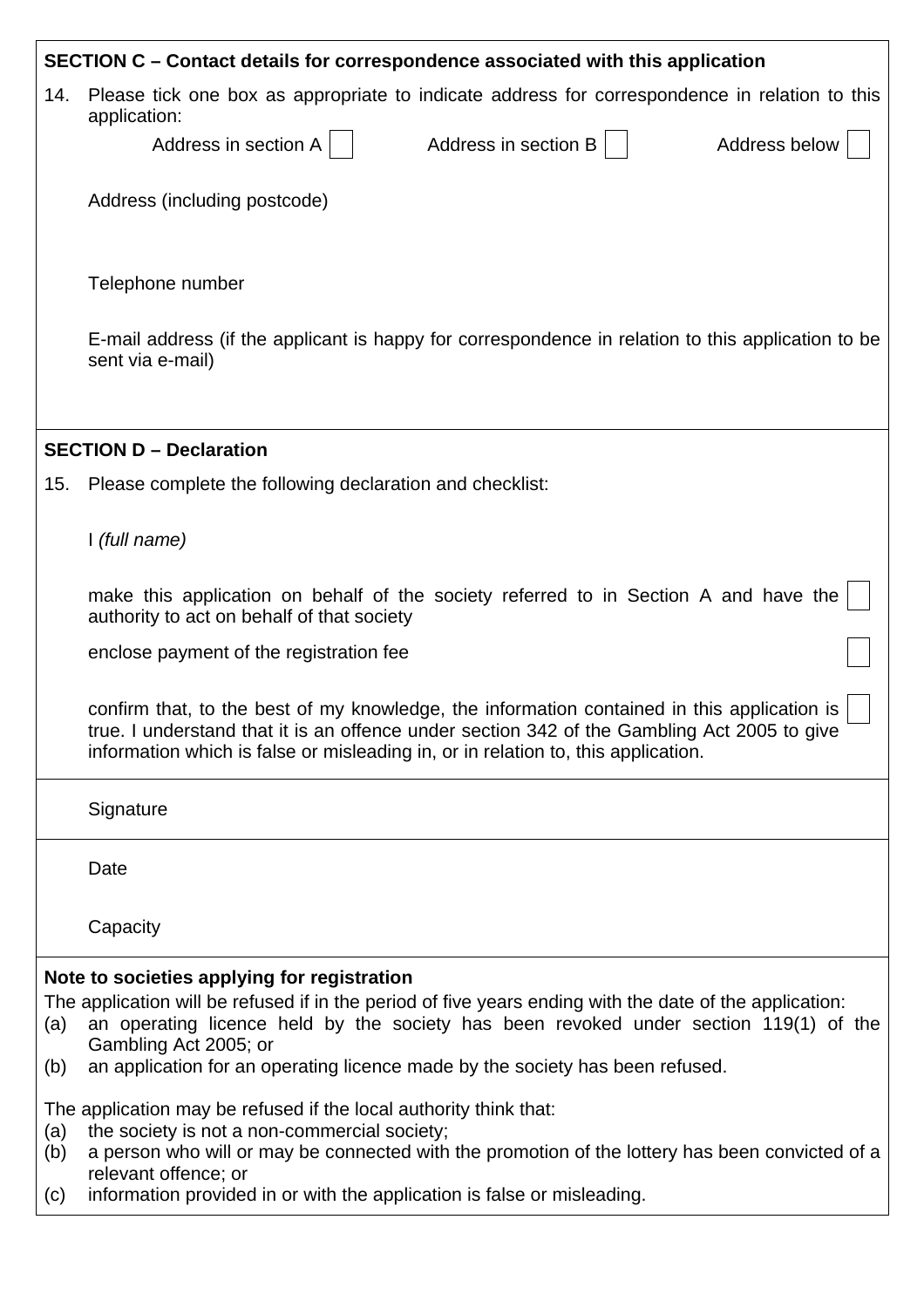**SECTION C – Contact details for correspondence associated with this application**

14. Please tick one box as appropriate to indicate address for correspondence in relation to this application:

Address in section A ☐ Address in section B ☐ Address below ☐

Address (including postcode)

Telephone number

E-mail address (if the applicant is happy for correspondence in relation to this application to be sent via e-mail)

**SECTION D – Declaration**

15. Please complete the following declaration and checklist:

I *(full name)*

make this application on behalf of the society referred to in Section A and have the authority to act on behalf of that society ☐

enclose payment of the registration fee ☐

confirm that, to the best of my knowledge, the information contained in this application is true. I understand that it is an offence under section 342 of the Gambling Act 2005 to give information which is false or misleading in, or in relation to, this application. ☐

Signature

Date

Capacity

**Note to societies applying for registration**

The application will be refused if in the period of five years ending with the date of the application:

(a) an operating licence held by the society has been revoked under section 119(1) of the Gambling Act 2005; or
(b) an application for an operating licence made by the society has been refused.

The application may be refused if the local authority think that:

(a) the society is not a non-commercial society;
(b) a person who will or may be connected with the promotion of the lottery has been convicted of a relevant offence; or
(c) information provided in or with the application is false or misleading.